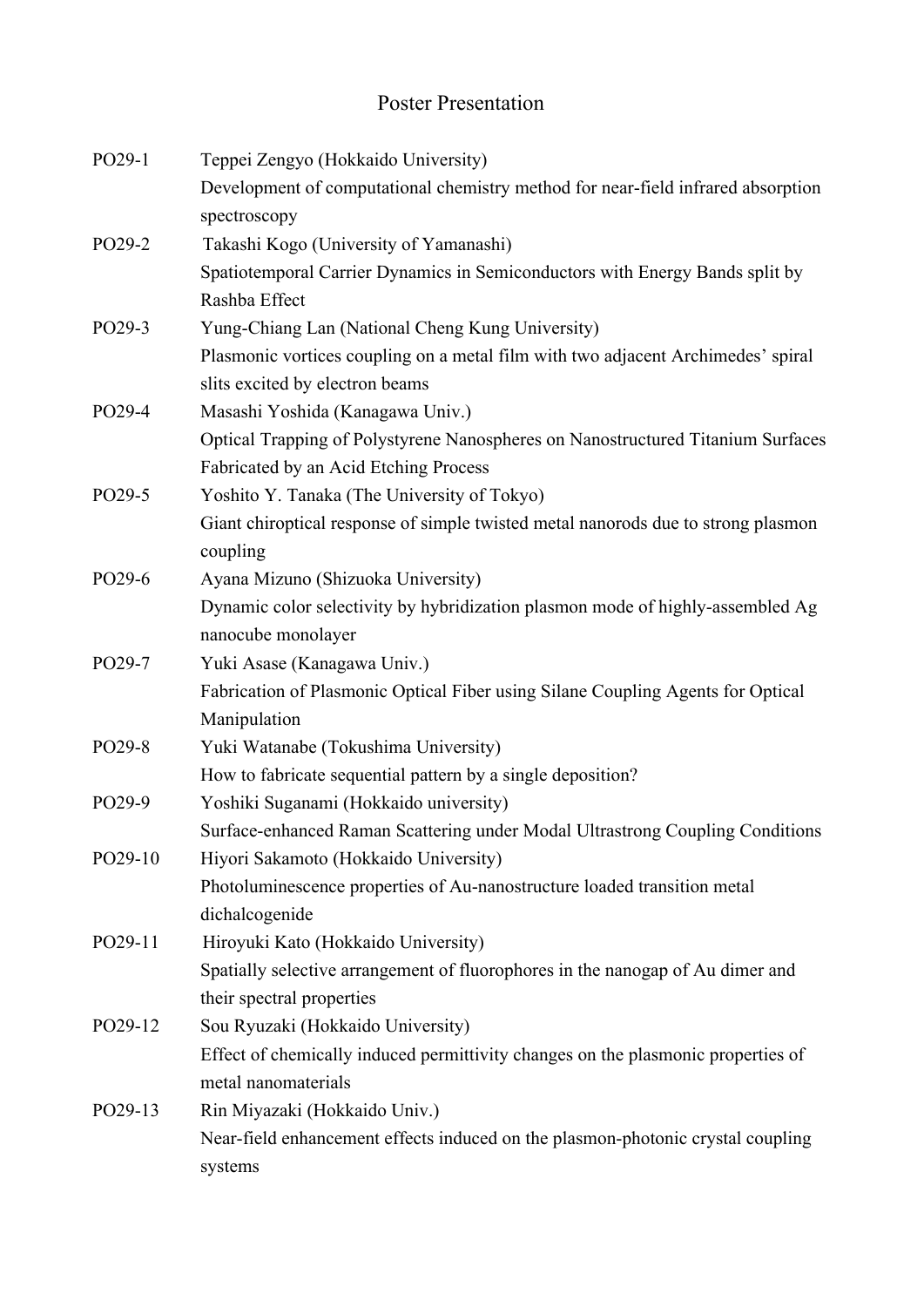# Poster Presentation

PO29-1 Teppei Zengyo (Hokkaido University)
Development of computational chemistry method for near-field infrared absorption spectroscopy

PO29-2 Takashi Kogo (University of Yamanashi)
Spatiotemporal Carrier Dynamics in Semiconductors with Energy Bands split by Rashba Effect

PO29-3 Yung-Chiang Lan (National Cheng Kung University)
Plasmonic vortices coupling on a metal film with two adjacent Archimedes' spiral slits excited by electron beams

PO29-4 Masashi Yoshida (Kanagawa Univ.)
Optical Trapping of Polystyrene Nanospheres on Nanostructured Titanium Surfaces Fabricated by an Acid Etching Process

PO29-5 Yoshito Y. Tanaka (The University of Tokyo)
Giant chiroptical response of simple twisted metal nanorods due to strong plasmon coupling

PO29-6 Ayana Mizuno (Shizuoka University)
Dynamic color selectivity by hybridization plasmon mode of highly-assembled Ag nanocube monolayer

PO29-7 Yuki Asase (Kanagawa Univ.)
Fabrication of Plasmonic Optical Fiber using Silane Coupling Agents for Optical Manipulation

PO29-8 Yuki Watanabe (Tokushima University)
How to fabricate sequential pattern by a single deposition?

PO29-9 Yoshiki Suganami (Hokkaido university)
Surface-enhanced Raman Scattering under Modal Ultrastrong Coupling Conditions

PO29-10 Hiyori Sakamoto (Hokkaido University)
Photoluminescence properties of Au-nanostructure loaded transition metal dichalcogenide

PO29-11 Hiroyuki Kato (Hokkaido University)
Spatially selective arrangement of fluorophores in the nanogap of Au dimer and their spectral properties

PO29-12 Sou Ryuzaki (Hokkaido University)
Effect of chemically induced permittivity changes on the plasmonic properties of metal nanomaterials

PO29-13 Rin Miyazaki (Hokkaido Univ.)
Near-field enhancement effects induced on the plasmon-photonic crystal coupling systems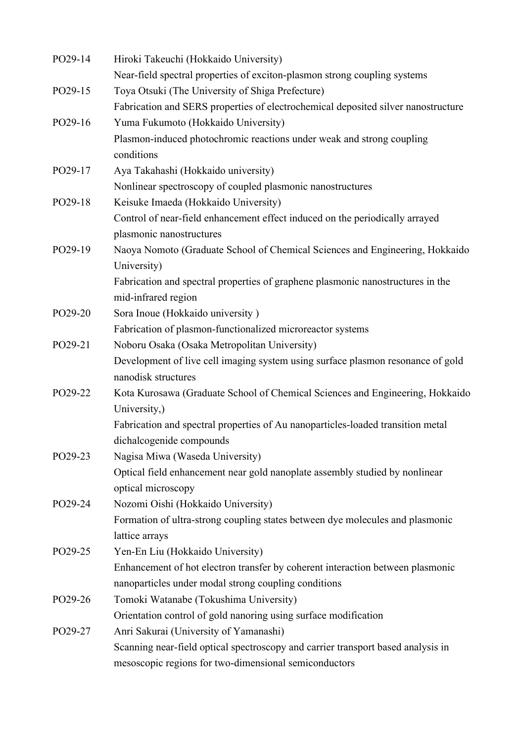PO29-14 Hiroki Takeuchi (Hokkaido University)
Near-field spectral properties of exciton-plasmon strong coupling systems

PO29-15 Toya Otsuki (The University of Shiga Prefecture)
Fabrication and SERS properties of electrochemical deposited silver nanostructure

PO29-16 Yuma Fukumoto (Hokkaido University)
Plasmon-induced photochromic reactions under weak and strong coupling conditions

PO29-17 Aya Takahashi (Hokkaido university)
Nonlinear spectroscopy of coupled plasmonic nanostructures

PO29-18 Keisuke Imaeda (Hokkaido University)
Control of near-field enhancement effect induced on the periodically arrayed plasmonic nanostructures

PO29-19 Naoya Nomoto (Graduate School of Chemical Sciences and Engineering, Hokkaido University)
Fabrication and spectral properties of graphene plasmonic nanostructures in the mid-infrared region

PO29-20 Sora Inoue (Hokkaido university )
Fabrication of plasmon-functionalized microreactor systems

PO29-21 Noboru Osaka (Osaka Metropolitan University)
Development of live cell imaging system using surface plasmon resonance of gold nanodisk structures

PO29-22 Kota Kurosawa (Graduate School of Chemical Sciences and Engineering, Hokkaido University,)
Fabrication and spectral properties of Au nanoparticles-loaded transition metal dichalcogenide compounds

PO29-23 Nagisa Miwa (Waseda University)
Optical field enhancement near gold nanoplate assembly studied by nonlinear optical microscopy

PO29-24 Nozomi Oishi (Hokkaido University)
Formation of ultra-strong coupling states between dye molecules and plasmonic lattice arrays

PO29-25 Yen-En Liu (Hokkaido University)
Enhancement of hot electron transfer by coherent interaction between plasmonic nanoparticles under modal strong coupling conditions

PO29-26 Tomoki Watanabe (Tokushima University)
Orientation control of gold nanoring using surface modification

PO29-27 Anri Sakurai (University of Yamanashi)
Scanning near-field optical spectroscopy and carrier transport based analysis in mesoscopic regions for two-dimensional semiconductors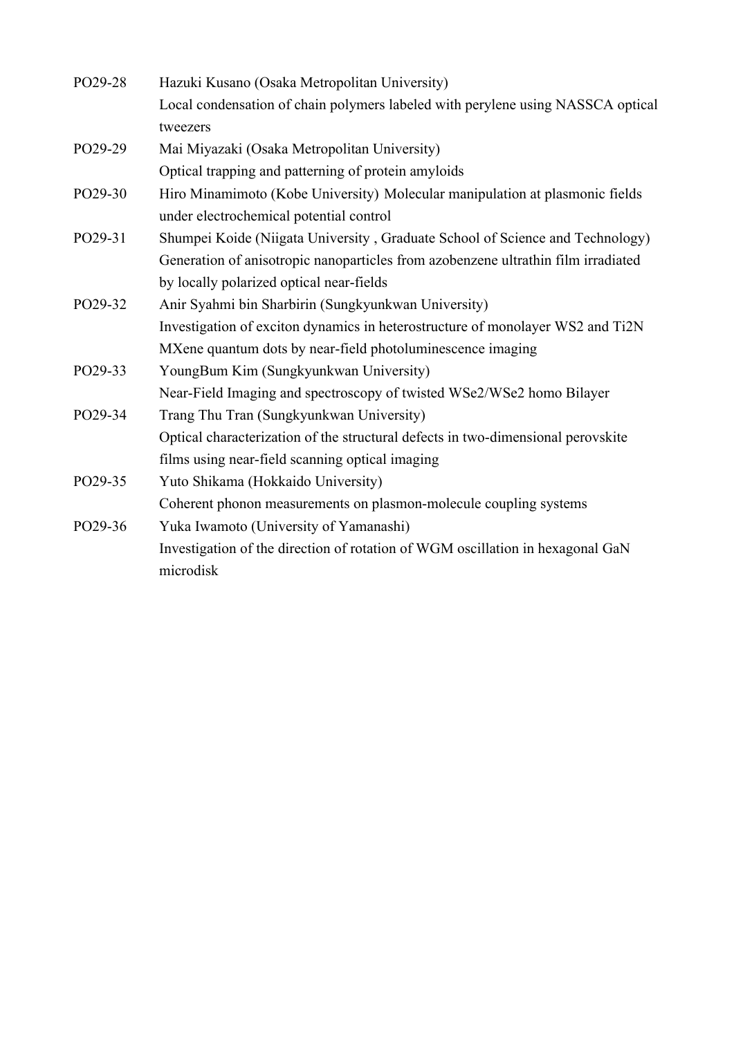PO29-28 Hazuki Kusano (Osaka Metropolitan University)
Local condensation of chain polymers labeled with perylene using NASSCA optical tweezers

PO29-29 Mai Miyazaki (Osaka Metropolitan University)
Optical trapping and patterning of protein amyloids

PO29-30 Hiro Minamimoto (Kobe University) Molecular manipulation at plasmonic fields under electrochemical potential control

PO29-31 Shumpei Koide (Niigata University , Graduate School of Science and Technology)
Generation of anisotropic nanoparticles from azobenzene ultrathin film irradiated by locally polarized optical near-fields

PO29-32 Anir Syahmi bin Sharbirin (Sungkyunkwan University)
Investigation of exciton dynamics in heterostructure of monolayer $WS_2$ and $Ti_2N$ MXene quantum dots by near-field photoluminescence imaging

PO29-33 YoungBum Kim (Sungkyunkwan University)
Near-Field Imaging and spectroscopy of twisted $WSe_2$/$WSe_2$ homo Bilayer

PO29-34 Trang Thu Tran (Sungkyunkwan University)
Optical characterization of the structural defects in two-dimensional perovskite films using near-field scanning optical imaging

PO29-35 Yuto Shikama (Hokkaido University)
Coherent phonon measurements on plasmon-molecule coupling systems

PO29-36 Yuka Iwamoto (University of Yamanashi)
Investigation of the direction of rotation of WGM oscillation in hexagonal GaN microdisk